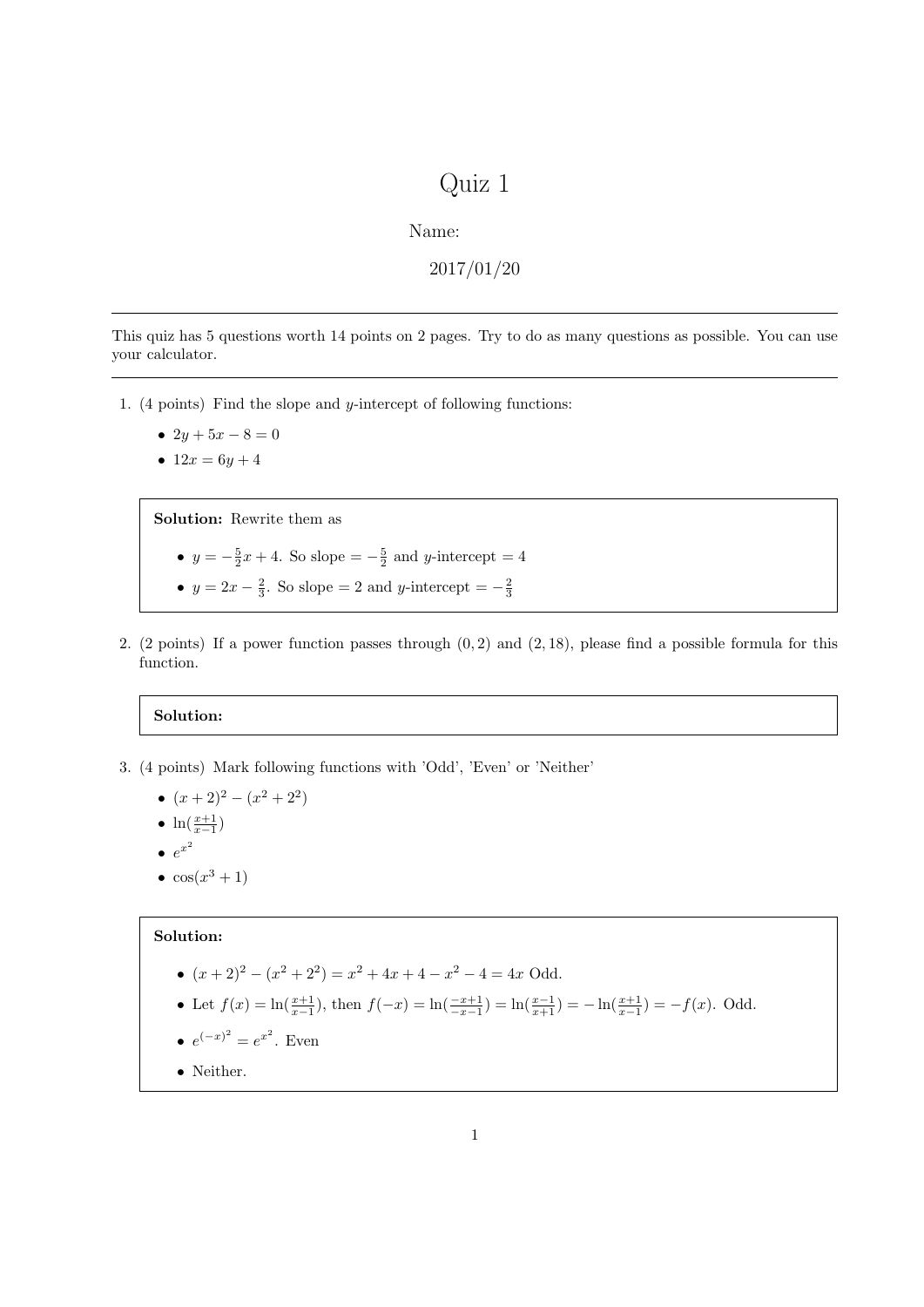// Quiz 1

Name:

2017/01/20

---

This quiz has 5 questions worth 14 points on 2 pages. Try to do as many questions as possible. You can use your calculator.

---

1. (4 points) Find the slope and $y$-intercept of following functions:

   - $2y + 5x - 8 = 0$
   - $12x = 6y + 4$

> **Solution:** Rewrite them as
>
> - $y = -\frac{5}{2}x + 4$. So slope $= -\frac{5}{2}$ and $y$-intercept $= 4$
> - $y = 2x - \frac{2}{3}$. So slope $= 2$ and $y$-intercept $= -\frac{2}{3}$

2. (2 points) If a power function passes through $(0, 2)$ and $(2, 18)$, please find a possible formula for this function.

> **Solution:**

3. (4 points) Mark following functions with 'Odd', 'Even' or 'Neither'

   - $(x+2)^2 - (x^2 + 2^2)$
   - $\ln(\frac{x+1}{x-1})$
   - $e^{x^2}$
   - $\cos(x^3 + 1)$

> **Solution:**
>
> - $(x+2)^2 - (x^2 + 2^2) = x^2 + 4x + 4 - x^2 - 4 = 4x$ Odd.
> - Let $f(x) = \ln(\frac{x+1}{x-1})$, then $f(-x) = \ln(\frac{-x+1}{-x-1}) = \ln(\frac{x-1}{x+1}) = -\ln(\frac{x+1}{x-1}) = -f(x)$. Odd.
> - $e^{(-x)^2} = e^{x^2}$. Even
> - Neither.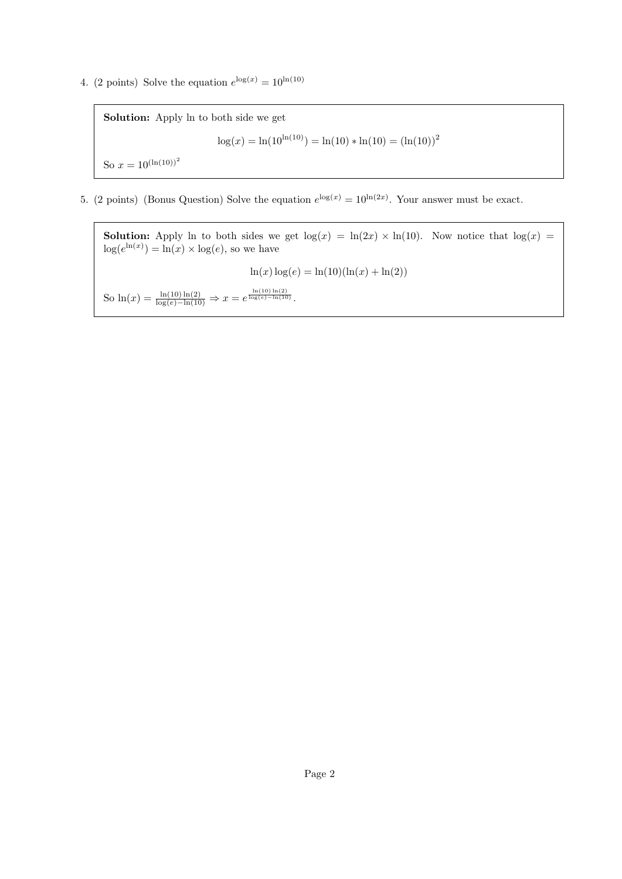4. (2 points) Solve the equation $e^{\log(x)} = 10^{\ln(10)}$

> **Solution:** Apply ln to both side we get
>
> $$\log(x) = \ln(10^{\ln(10)}) = \ln(10) * \ln(10) = (\ln(10))^2$$
>
> So $x = 10^{(\ln(10))^2}$

5. (2 points) (Bonus Question) Solve the equation $e^{\log(x)} = 10^{\ln(2x)}$. Your answer must be exact.

> **Solution:** Apply ln to both sides we get $\log(x) = \ln(2x) \times \ln(10)$. Now notice that $\log(x) = \log(e^{\ln(x)}) = \ln(x) \times \log(e)$, so we have
>
> $$\ln(x)\log(e) = \ln(10)(\ln(x) + \ln(2))$$
>
> So $\ln(x) = \frac{\ln(10)\ln(2)}{\log(e) - \ln(10)} \Rightarrow x = e^{\frac{\ln(10)\ln(2)}{\log(e) - \ln(10)}}$.